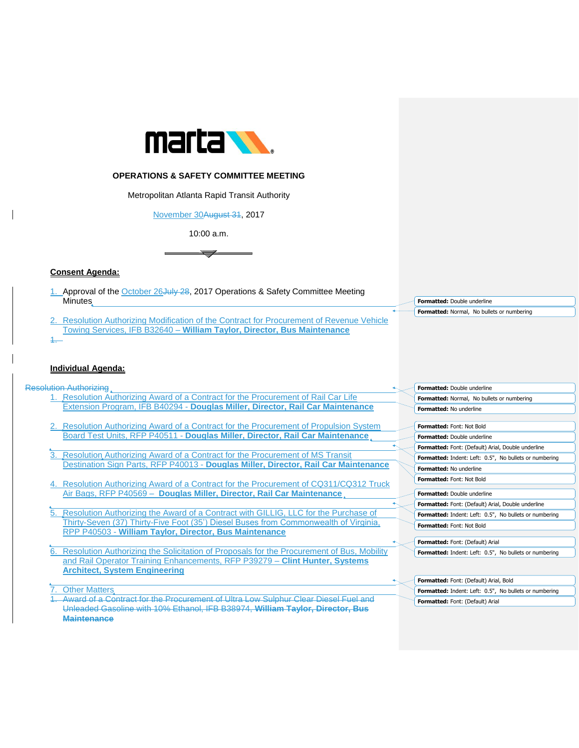marta

**OPERATIONS & SAFETY COMMITTEE MEETING**

Metropolitan Atlanta Rapid Transit Authority

November 30~~August 31~~, 2017

10:00 a.m.

**Consent Agenda:**

1. Approval of the October 26~~July 28~~, 2017 Operations & Safety Committee Meeting Minutes
2. Resolution Authorizing Modification of the Contract for Procurement of Revenue Vehicle Towing Services, IFB B32640 – **William Taylor, Director, Bus Maintenance**

**Individual Agenda:**

~~Resolution Authorizing~~

1. Resolution Authorizing Award of a Contract for the Procurement of Rail Car Life Extension Program, IFB B40294 - **Douglas Miller, Director, Rail Car Maintenance**
2. Resolution Authorizing Award of a Contract for the Procurement of Propulsion System Board Test Units, RFP P40511 - **Douglas Miller, Director, Rail Car Maintenance**
3. Resolution Authorizing Award of a Contract for the Procurement of MS Transit Destination Sign Parts, RFP P40013 - **Douglas Miller, Director, Rail Car Maintenance**
4. Resolution Authorizing Award of a Contract for the Procurement of CQ311/CQ312 Truck Air Bags, RFP P40569 – **Douglas Miller, Director, Rail Car Maintenance**
5. Resolution Authorizing the Award of a Contract with GILLIG, LLC for the Purchase of Thirty-Seven (37) Thirty-Five Foot (35') Diesel Buses from Commonwealth of Virginia, RPP P40503 - **William Taylor, Director, Bus Maintenance**
6. Resolution Authorizing the Solicitation of Proposals for the Procurement of Bus, Mobility and Rail Operator Training Enhancements, RFP P39279 – **Clint Hunter, Systems Architect, System Engineering**
7. Other Matters

~~1. Award of a Contract for the Procurement of Ultra Low Sulphur Clear Diesel Fuel and Unleaded Gasoline with 10% Ethanol, IFB B38974, **William Taylor, Director, Bus Maintenance**~~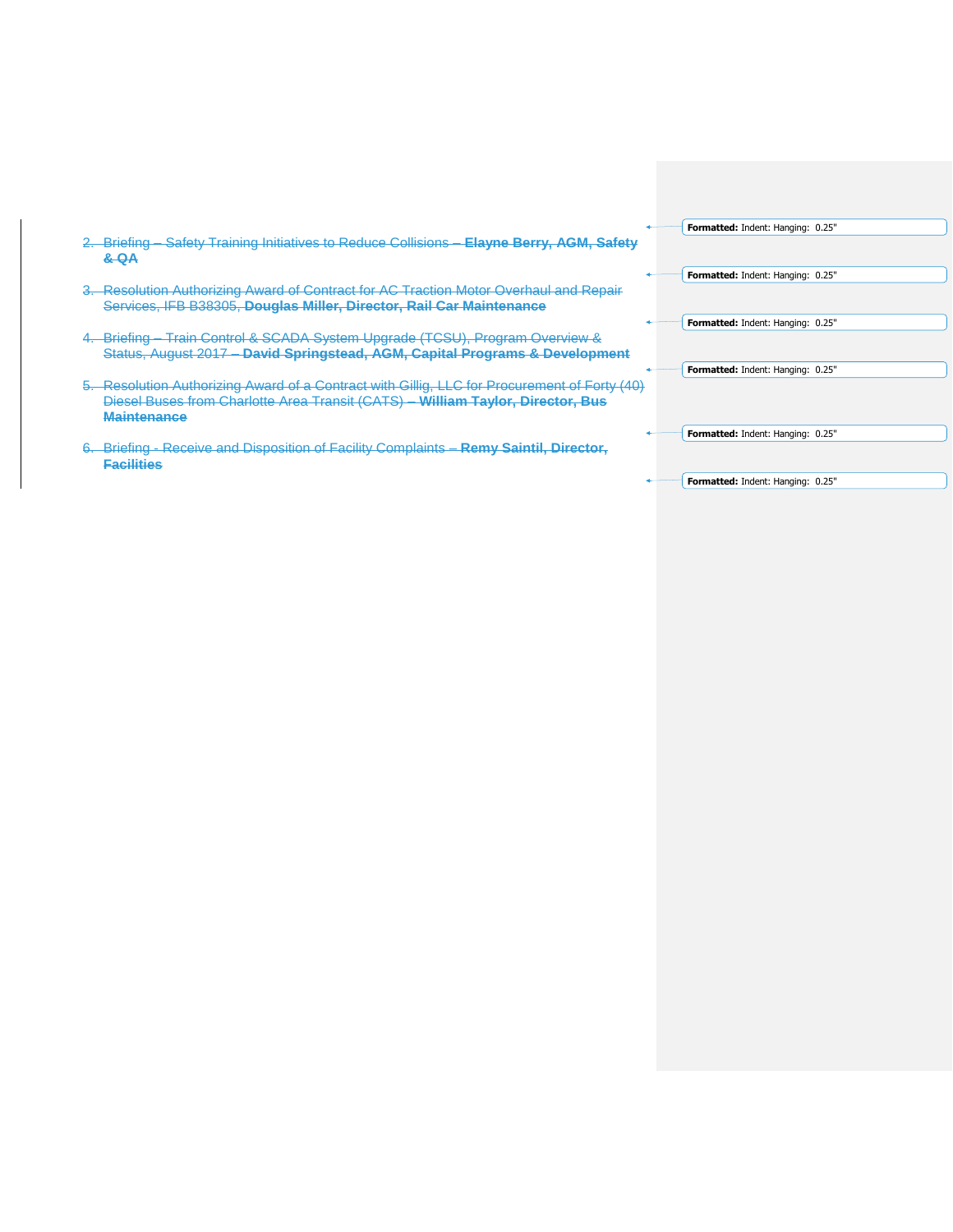2. Briefing – Safety Training Initiatives to Reduce Collisions – **Elayne Berry, AGM, Safety & QA**

3. Resolution Authorizing Award of Contract for AC Traction Motor Overhaul and Repair Services, IFB B38305, **Douglas Miller, Director, Rail Car Maintenance**

4. Briefing – Train Control & SCADA System Upgrade (TCSU), Program Overview & Status, August 2017 – **David Springstead, AGM, Capital Programs & Development**

5. Resolution Authorizing Award of a Contract with Gillig, LLC for Procurement of Forty (40) Diesel Buses from Charlotte Area Transit (CATS) – **William Taylor, Director, Bus Maintenance**

6. Briefing - Receive and Disposition of Facility Complaints – **Remy Saintil, Director, Facilities**

**Formatted:** Indent: Hanging: 0.25"

**Formatted:** Indent: Hanging: 0.25"

**Formatted:** Indent: Hanging: 0.25"

**Formatted:** Indent: Hanging: 0.25"

**Formatted:** Indent: Hanging: 0.25"

**Formatted:** Indent: Hanging: 0.25"